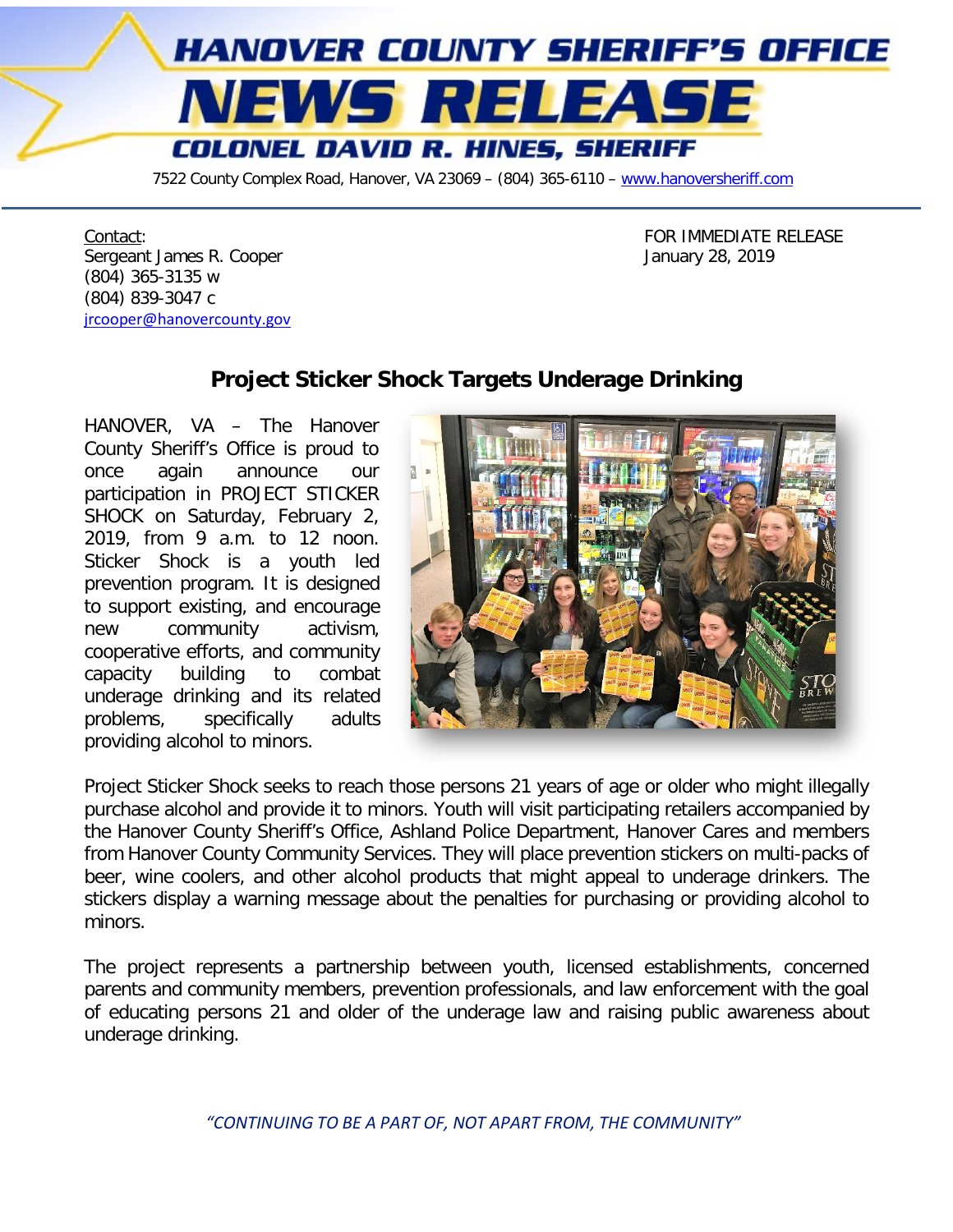# HANOVER COUNTY SHERIFF'S OFFICE

# NEWS RELEASE

## COLONEL DAVID R. HINES, SHERIFF

7522 County Complex Road, Hanover, VA 23069 – (804) 365-6110 – www.hanoversheriff.com

Contact:
Sergeant James R. Cooper
(804) 365-3135 w
(804) 839-3047 c
jrcooper@hanovercounty.gov

FOR IMMEDIATE RELEASE
January 28, 2019

## Project Sticker Shock Targets Underage Drinking

HANOVER, VA – The Hanover County Sheriff's Office is proud to once again announce our participation in PROJECT STICKER SHOCK on Saturday, February 2, 2019, from 9 a.m. to 12 noon. Sticker Shock is a youth led prevention program. It is designed to support existing, and encourage new community activism, cooperative efforts, and community capacity building to combat underage drinking and its related problems, specifically adults providing alcohol to minors.

Project Sticker Shock seeks to reach those persons 21 years of age or older who might illegally purchase alcohol and provide it to minors. Youth will visit participating retailers accompanied by the Hanover County Sheriff's Office, Ashland Police Department, Hanover Cares and members from Hanover County Community Services. They will place prevention stickers on multi-packs of beer, wine coolers, and other alcohol products that might appeal to underage drinkers. The stickers display a warning message about the penalties for purchasing or providing alcohol to minors.

The project represents a partnership between youth, licensed establishments, concerned parents and community members, prevention professionals, and law enforcement with the goal of educating persons 21 and older of the underage law and raising public awareness about underage drinking.

*"CONTINUING TO BE A PART OF, NOT APART FROM, THE COMMUNITY"*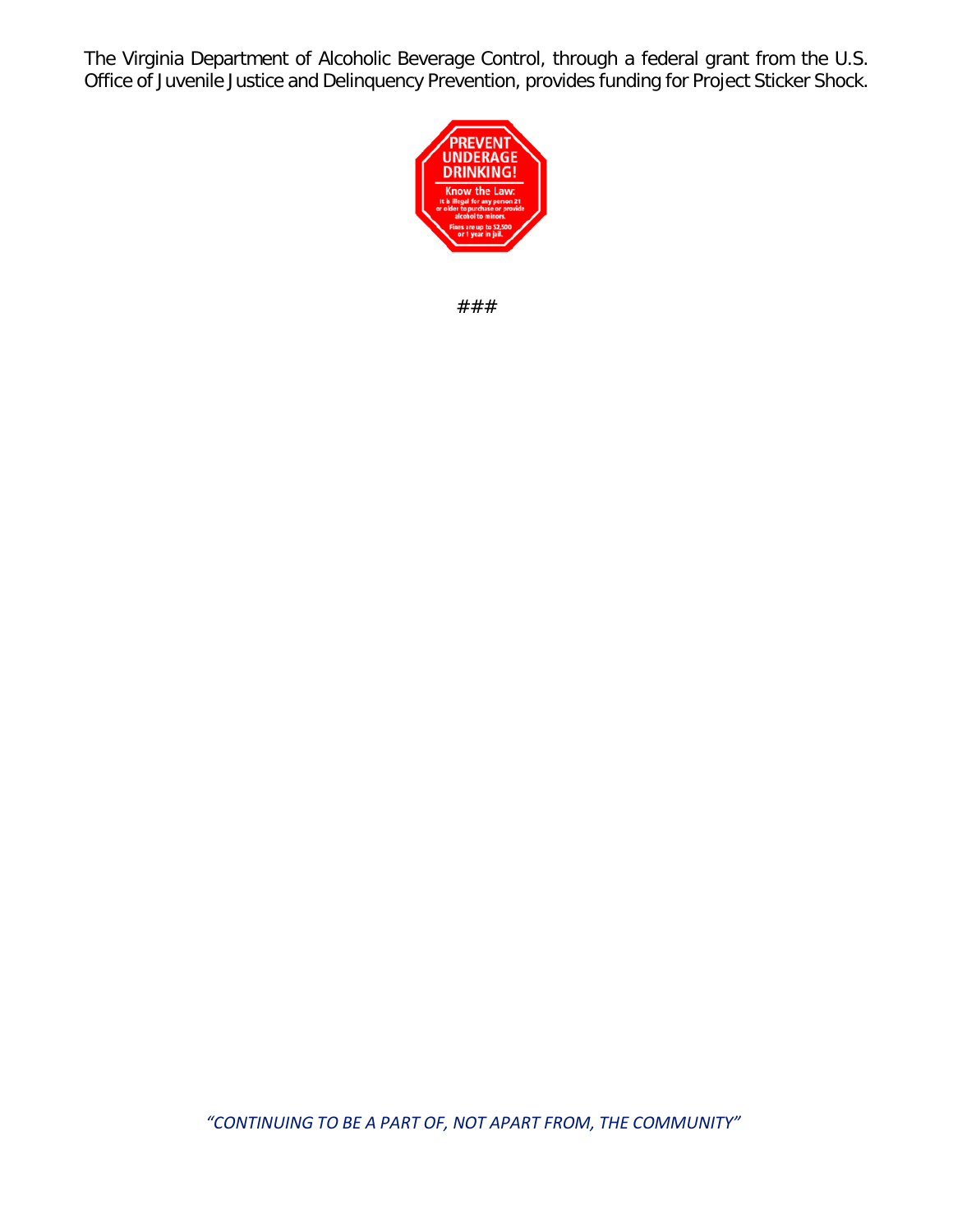The Virginia Department of Alcoholic Beverage Control, through a federal grant from the U.S. Office of Juvenile Justice and Delinquency Prevention, provides funding for Project Sticker Shock.

PREVENT UNDERAGE DRINKING!

Know the Law:
It is illegal for any person 21 or older to purchase or provide alcohol to minors.
Fines are up to $2,500 or 1 year in jail.

###

*"CONTINUING TO BE A PART OF, NOT APART FROM, THE COMMUNITY"*